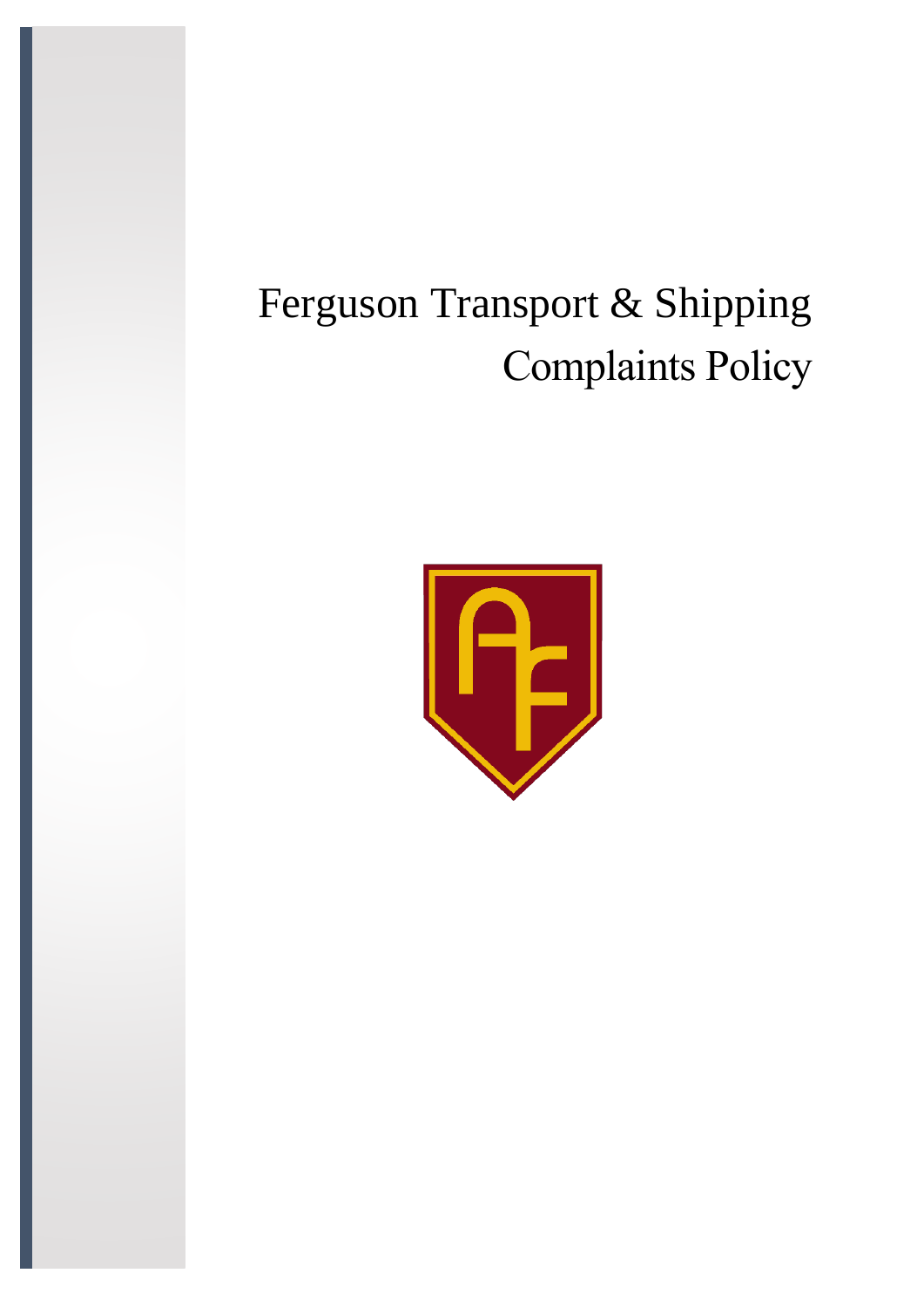# Ferguson Transport & Shipping
# Complaints Policy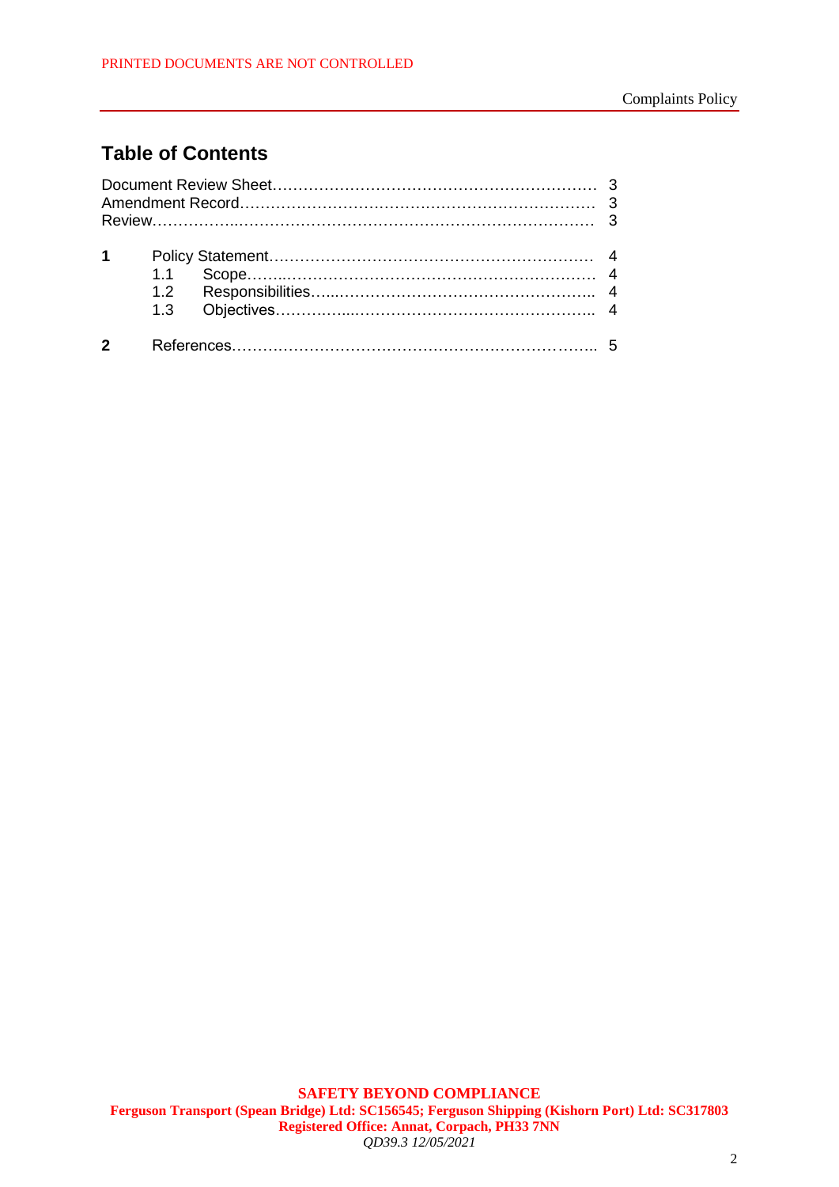## Table of Contents

| | | |
|---|---|---|
| Document Review Sheet | | 3 |
| Amendment Record | | 3 |
| Review | | 3 |
| **1** | Policy Statement | 4 |
| | 1.1 Scope | 4 |
| | 1.2 Responsibilities | 4 |
| | 1.3 Objectives | 4 |
| **2** | References | 5 |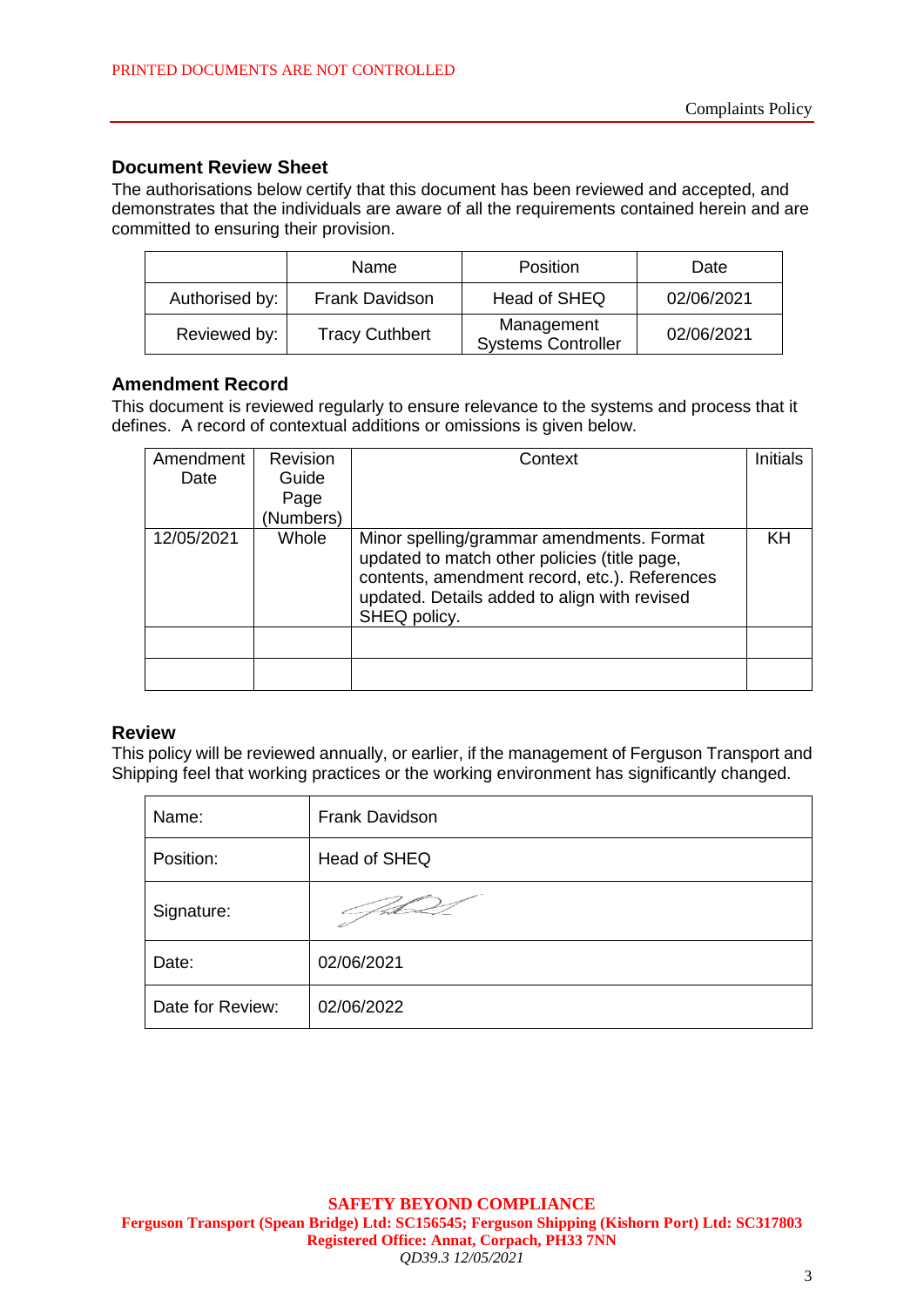## Document Review Sheet

The authorisations below certify that this document has been reviewed and accepted, and demonstrates that the individuals are aware of all the requirements contained herein and are committed to ensuring their provision.

| | Name | Position | Date |
|---|---|---|---|
| Authorised by: | Frank Davidson | Head of SHEQ | 02/06/2021 |
| Reviewed by: | Tracy Cuthbert | Management Systems Controller | 02/06/2021 |

## Amendment Record

This document is reviewed regularly to ensure relevance to the systems and process that it defines. A record of contextual additions or omissions is given below.

| Amendment Date | Revision Guide Page (Numbers) | Context | Initials |
|---|---|---|---|
| 12/05/2021 | Whole | Minor spelling/grammar amendments. Format updated to match other policies (title page, contents, amendment record, etc.). References updated. Details added to align with revised SHEQ policy. | KH |
| | | | |
| | | | |

## Review

This policy will be reviewed annually, or earlier, if the management of Ferguson Transport and Shipping feel that working practices or the working environment has significantly changed.

| | |
|---|---|
| Name: | Frank Davidson |
| Position: | Head of SHEQ |
| Signature: | |
| Date: | 02/06/2021 |
| Date for Review: | 02/06/2022 |

**SAFETY BEYOND COMPLIANCE**
**Ferguson Transport (Spean Bridge) Ltd: SC156545; Ferguson Shipping (Kishorn Port) Ltd: SC317803**
**Registered Office: Annat, Corpach, PH33 7NN**
*QD39.3 12/05/2021*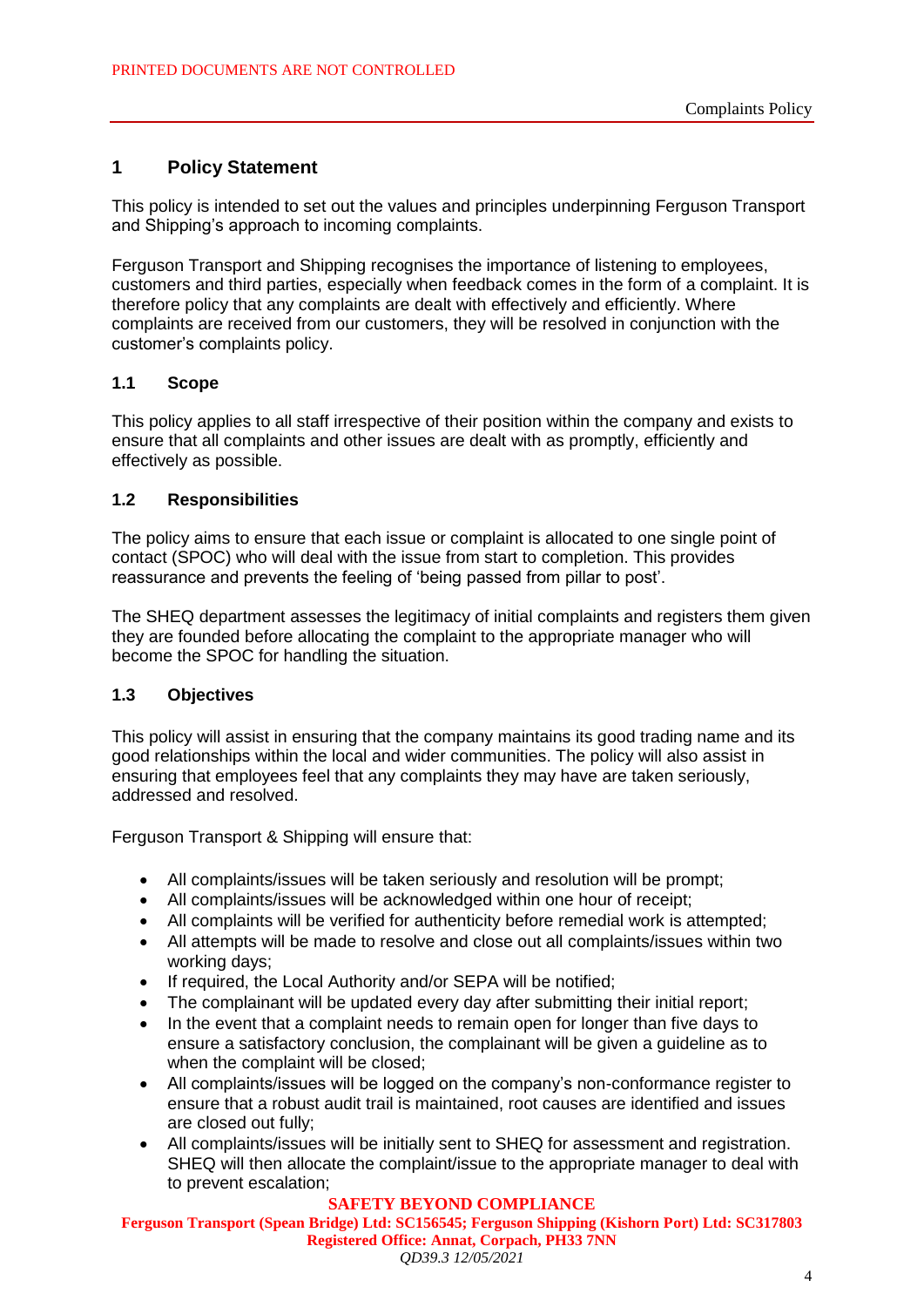## 1 Policy Statement

This policy is intended to set out the values and principles underpinning Ferguson Transport and Shipping's approach to incoming complaints.

Ferguson Transport and Shipping recognises the importance of listening to employees, customers and third parties, especially when feedback comes in the form of a complaint. It is therefore policy that any complaints are dealt with effectively and efficiently. Where complaints are received from our customers, they will be resolved in conjunction with the customer's complaints policy.

### 1.1 Scope

This policy applies to all staff irrespective of their position within the company and exists to ensure that all complaints and other issues are dealt with as promptly, efficiently and effectively as possible.

### 1.2 Responsibilities

The policy aims to ensure that each issue or complaint is allocated to one single point of contact (SPOC) who will deal with the issue from start to completion. This provides reassurance and prevents the feeling of 'being passed from pillar to post'.

The SHEQ department assesses the legitimacy of initial complaints and registers them given they are founded before allocating the complaint to the appropriate manager who will become the SPOC for handling the situation.

### 1.3 Objectives

This policy will assist in ensuring that the company maintains its good trading name and its good relationships within the local and wider communities. The policy will also assist in ensuring that employees feel that any complaints they may have are taken seriously, addressed and resolved.

Ferguson Transport & Shipping will ensure that:

- All complaints/issues will be taken seriously and resolution will be prompt;
- All complaints/issues will be acknowledged within one hour of receipt;
- All complaints will be verified for authenticity before remedial work is attempted;
- All attempts will be made to resolve and close out all complaints/issues within two working days;
- If required, the Local Authority and/or SEPA will be notified;
- The complainant will be updated every day after submitting their initial report;
- In the event that a complaint needs to remain open for longer than five days to ensure a satisfactory conclusion, the complainant will be given a guideline as to when the complaint will be closed;
- All complaints/issues will be logged on the company's non-conformance register to ensure that a robust audit trail is maintained, root causes are identified and issues are closed out fully;
- All complaints/issues will be initially sent to SHEQ for assessment and registration. SHEQ will then allocate the complaint/issue to the appropriate manager to deal with to prevent escalation;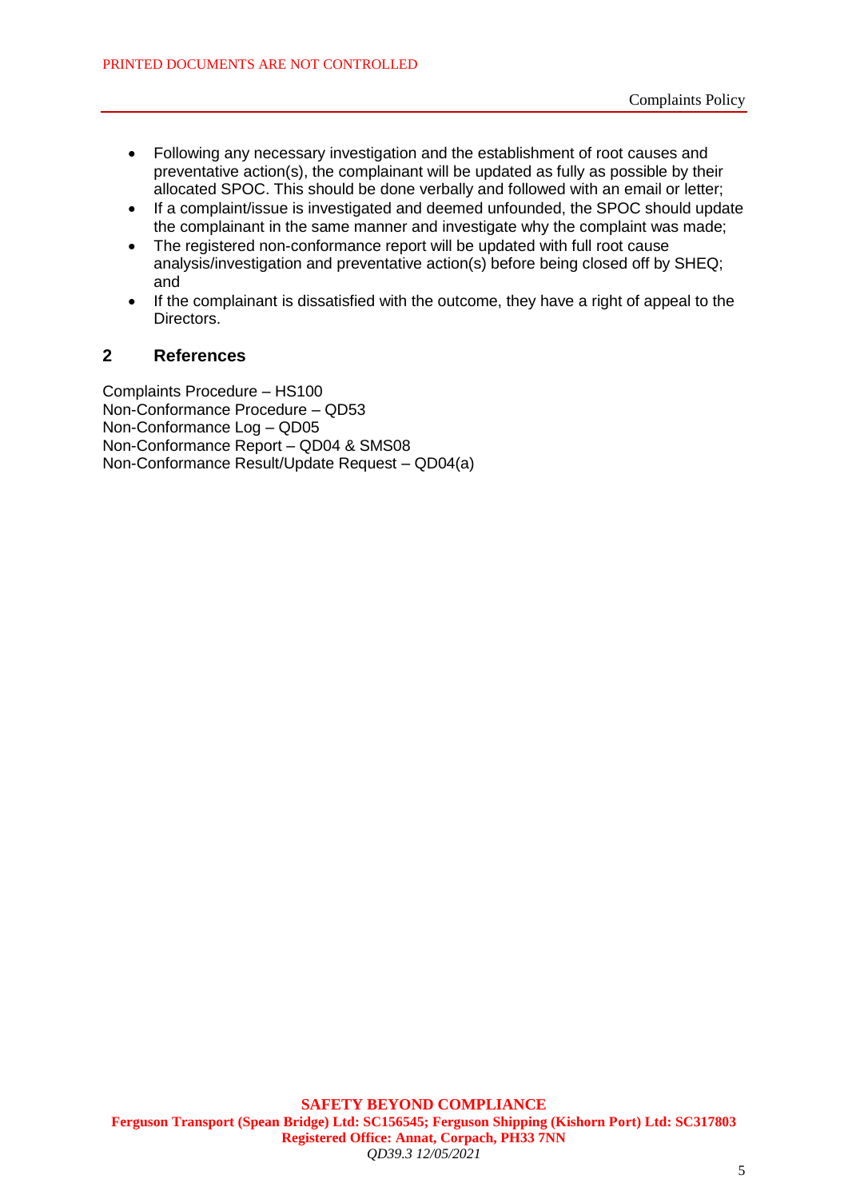- Following any necessary investigation and the establishment of root causes and preventative action(s), the complainant will be updated as fully as possible by their allocated SPOC. This should be done verbally and followed with an email or letter;
- If a complaint/issue is investigated and deemed unfounded, the SPOC should update the complainant in the same manner and investigate why the complaint was made;
- The registered non-conformance report will be updated with full root cause analysis/investigation and preventative action(s) before being closed off by SHEQ; and
- If the complainant is dissatisfied with the outcome, they have a right of appeal to the Directors.

## 2 References

Complaints Procedure – HS100
Non-Conformance Procedure – QD53
Non-Conformance Log – QD05
Non-Conformance Report – QD04 & SMS08
Non-Conformance Result/Update Request – QD04(a)